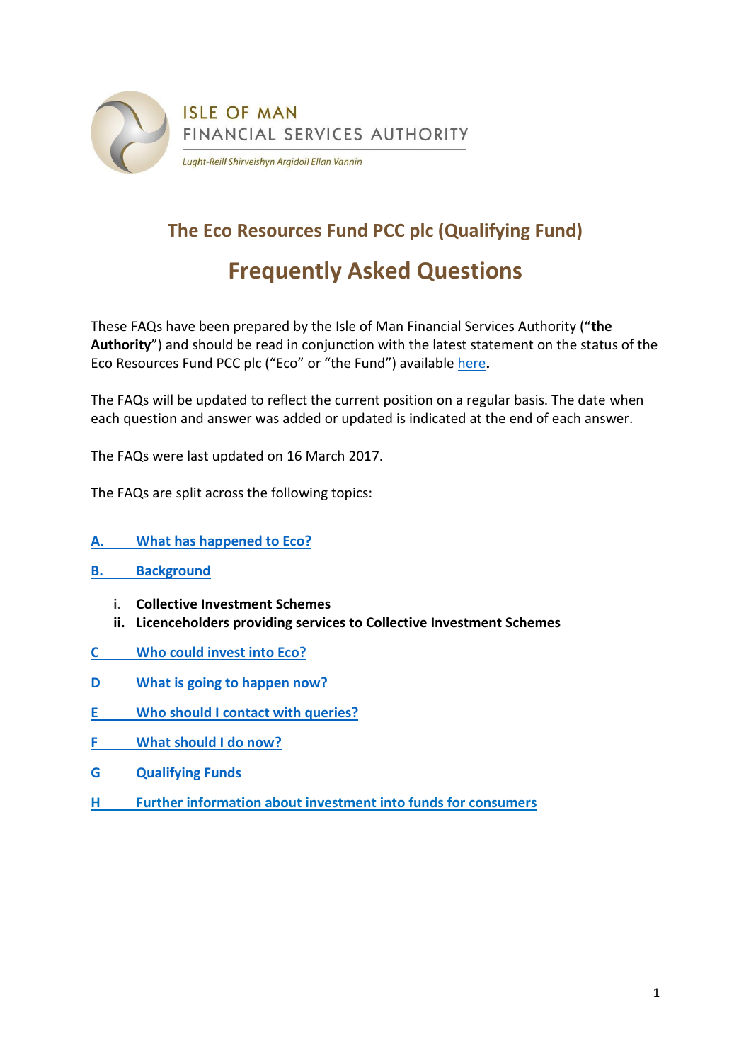ISLE OF MAN
FINANCIAL SERVICES AUTHORITY

*Lught-Reill Shirveishyn Argidoil Ellan Vannin*

# The Eco Resources Fund PCC plc (Qualifying Fund)

# Frequently Asked Questions

These FAQs have been prepared by the Isle of Man Financial Services Authority ("**the Authority**") and should be read in conjunction with the latest statement on the status of the Eco Resources Fund PCC plc ("Eco" or "the Fund") available here**.**

The FAQs will be updated to reflect the current position on a regular basis. The date when each question and answer was added or updated is indicated at the end of each answer.

The FAQs were last updated on 16 March 2017.

The FAQs are split across the following topics:

**A. What has happened to Eco?**

**B. Background**

- **i. Collective Investment Schemes**
- **ii. Licenceholders providing services to Collective Investment Schemes**

**C Who could invest into Eco?**

**D What is going to happen now?**

**E Who should I contact with queries?**

**F What should I do now?**

**G Qualifying Funds**

**H Further information about investment into funds for consumers**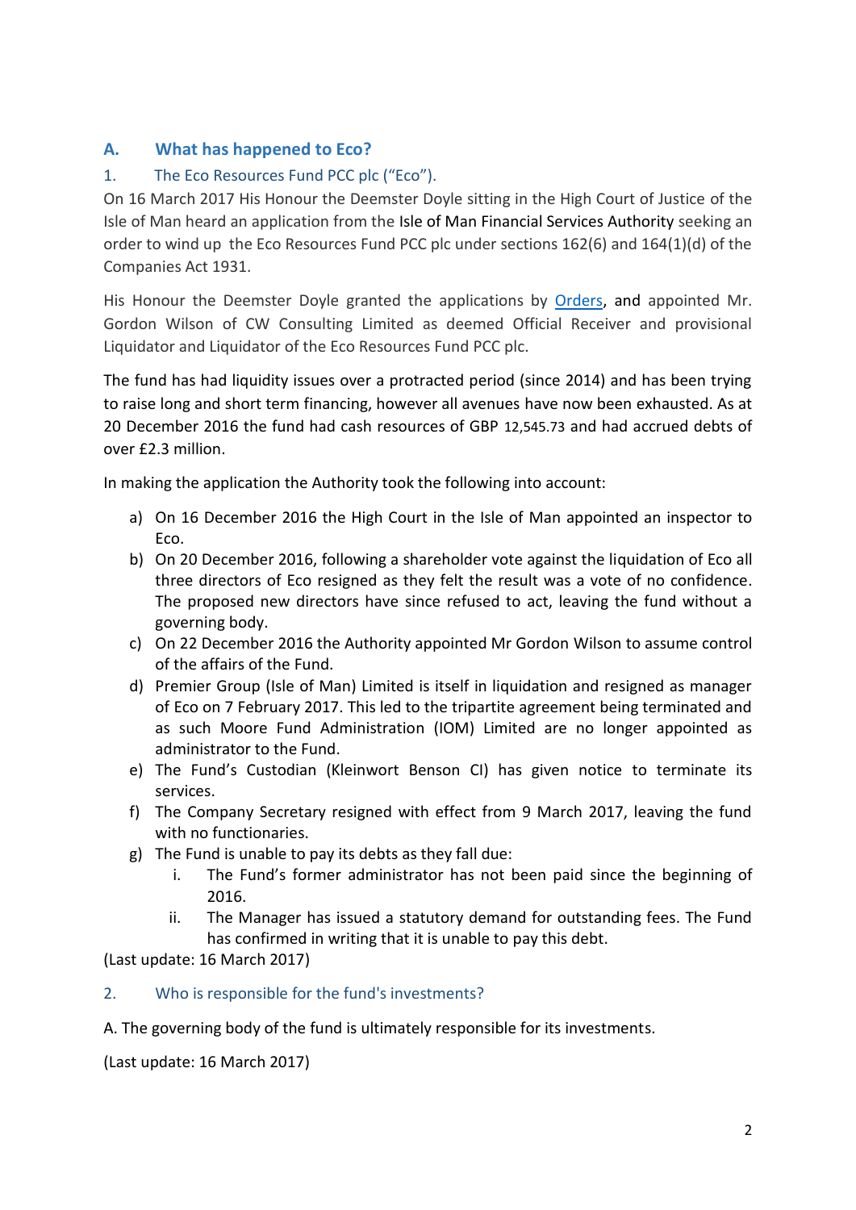## A. What has happened to Eco?

### 1. The Eco Resources Fund PCC plc ("Eco").

On 16 March 2017 His Honour the Deemster Doyle sitting in the High Court of Justice of the Isle of Man heard an application from the Isle of Man Financial Services Authority seeking an order to wind up the Eco Resources Fund PCC plc under sections 162(6) and 164(1)(d) of the Companies Act 1931.

His Honour the Deemster Doyle granted the applications by Orders, and appointed Mr. Gordon Wilson of CW Consulting Limited as deemed Official Receiver and provisional Liquidator and Liquidator of the Eco Resources Fund PCC plc.

The fund has had liquidity issues over a protracted period (since 2014) and has been trying to raise long and short term financing, however all avenues have now been exhausted. As at 20 December 2016 the fund had cash resources of GBP 12,545.73 and had accrued debts of over £2.3 million.

In making the application the Authority took the following into account:

a) On 16 December 2016 the High Court in the Isle of Man appointed an inspector to Eco.
b) On 20 December 2016, following a shareholder vote against the liquidation of Eco all three directors of Eco resigned as they felt the result was a vote of no confidence. The proposed new directors have since refused to act, leaving the fund without a governing body.
c) On 22 December 2016 the Authority appointed Mr Gordon Wilson to assume control of the affairs of the Fund.
d) Premier Group (Isle of Man) Limited is itself in liquidation and resigned as manager of Eco on 7 February 2017. This led to the tripartite agreement being terminated and as such Moore Fund Administration (IOM) Limited are no longer appointed as administrator to the Fund.
e) The Fund's Custodian (Kleinwort Benson CI) has given notice to terminate its services.
f) The Company Secretary resigned with effect from 9 March 2017, leaving the fund with no functionaries.
g) The Fund is unable to pay its debts as they fall due:
    i. The Fund's former administrator has not been paid since the beginning of 2016.
    ii. The Manager has issued a statutory demand for outstanding fees. The Fund has confirmed in writing that it is unable to pay this debt.

(Last update: 16 March 2017)

### 2. Who is responsible for the fund's investments?

A. The governing body of the fund is ultimately responsible for its investments.

(Last update: 16 March 2017)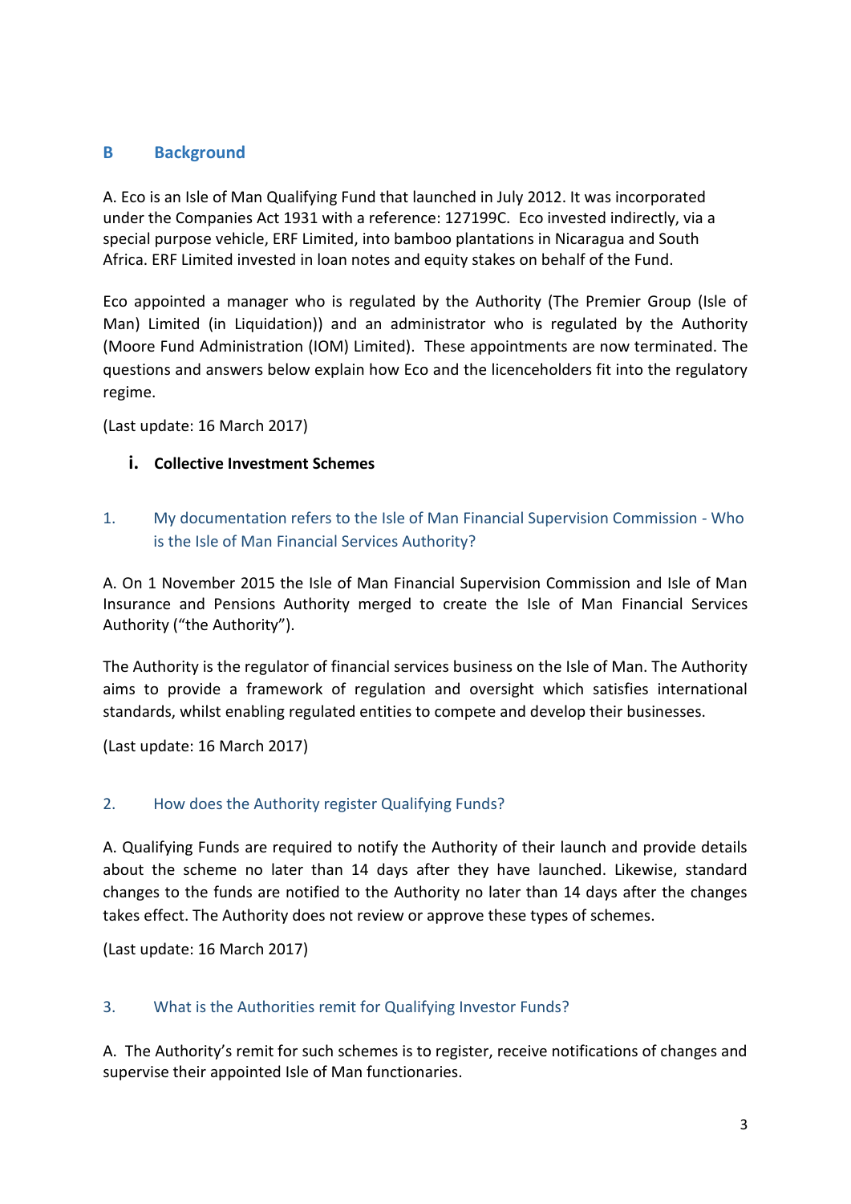## B Background

A. Eco is an Isle of Man Qualifying Fund that launched in July 2012. It was incorporated under the Companies Act 1931 with a reference: 127199C. Eco invested indirectly, via a special purpose vehicle, ERF Limited, into bamboo plantations in Nicaragua and South Africa. ERF Limited invested in loan notes and equity stakes on behalf of the Fund.

Eco appointed a manager who is regulated by the Authority (The Premier Group (Isle of Man) Limited (in Liquidation)) and an administrator who is regulated by the Authority (Moore Fund Administration (IOM) Limited). These appointments are now terminated. The questions and answers below explain how Eco and the licenceholders fit into the regulatory regime.

(Last update: 16 March 2017)

### i. Collective Investment Schemes

#### 1. My documentation refers to the Isle of Man Financial Supervision Commission - Who is the Isle of Man Financial Services Authority?

A. On 1 November 2015 the Isle of Man Financial Supervision Commission and Isle of Man Insurance and Pensions Authority merged to create the Isle of Man Financial Services Authority ("the Authority").

The Authority is the regulator of financial services business on the Isle of Man. The Authority aims to provide a framework of regulation and oversight which satisfies international standards, whilst enabling regulated entities to compete and develop their businesses.

(Last update: 16 March 2017)

#### 2. How does the Authority register Qualifying Funds?

A. Qualifying Funds are required to notify the Authority of their launch and provide details about the scheme no later than 14 days after they have launched. Likewise, standard changes to the funds are notified to the Authority no later than 14 days after the changes takes effect. The Authority does not review or approve these types of schemes.

(Last update: 16 March 2017)

#### 3. What is the Authorities remit for Qualifying Investor Funds?

A. The Authority's remit for such schemes is to register, receive notifications of changes and supervise their appointed Isle of Man functionaries.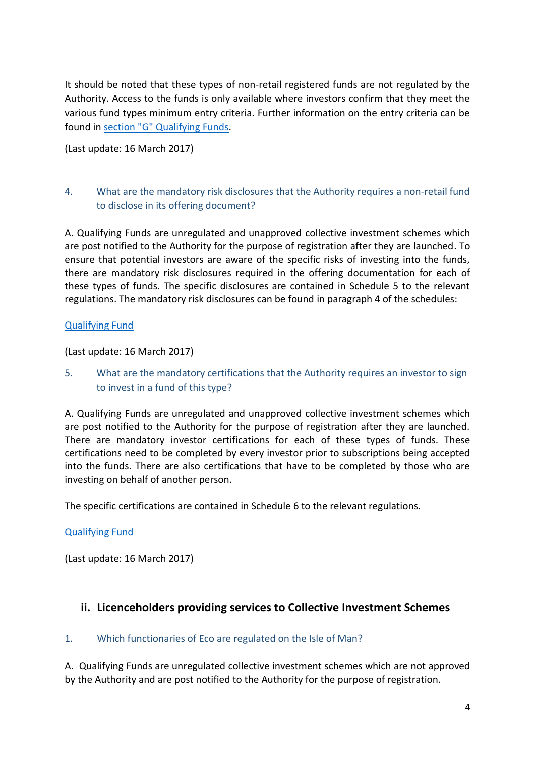It should be noted that these types of non-retail registered funds are not regulated by the Authority. Access to the funds is only available where investors confirm that they meet the various fund types minimum entry criteria. Further information on the entry criteria can be found in section "G" Qualifying Funds.

(Last update: 16 March 2017)

4. What are the mandatory risk disclosures that the Authority requires a non-retail fund to disclose in its offering document?

A. Qualifying Funds are unregulated and unapproved collective investment schemes which are post notified to the Authority for the purpose of registration after they are launched. To ensure that potential investors are aware of the specific risks of investing into the funds, there are mandatory risk disclosures required in the offering documentation for each of these types of funds. The specific disclosures are contained in Schedule 5 to the relevant regulations. The mandatory risk disclosures can be found in paragraph 4 of the schedules:

Qualifying Fund

(Last update: 16 March 2017)

5. What are the mandatory certifications that the Authority requires an investor to sign to invest in a fund of this type?

A. Qualifying Funds are unregulated and unapproved collective investment schemes which are post notified to the Authority for the purpose of registration after they are launched. There are mandatory investor certifications for each of these types of funds. These certifications need to be completed by every investor prior to subscriptions being accepted into the funds. There are also certifications that have to be completed by those who are investing on behalf of another person.

The specific certifications are contained in Schedule 6 to the relevant regulations.

Qualifying Fund

(Last update: 16 March 2017)

## ii. Licenceholders providing services to Collective Investment Schemes

1. Which functionaries of Eco are regulated on the Isle of Man?

A. Qualifying Funds are unregulated collective investment schemes which are not approved by the Authority and are post notified to the Authority for the purpose of registration.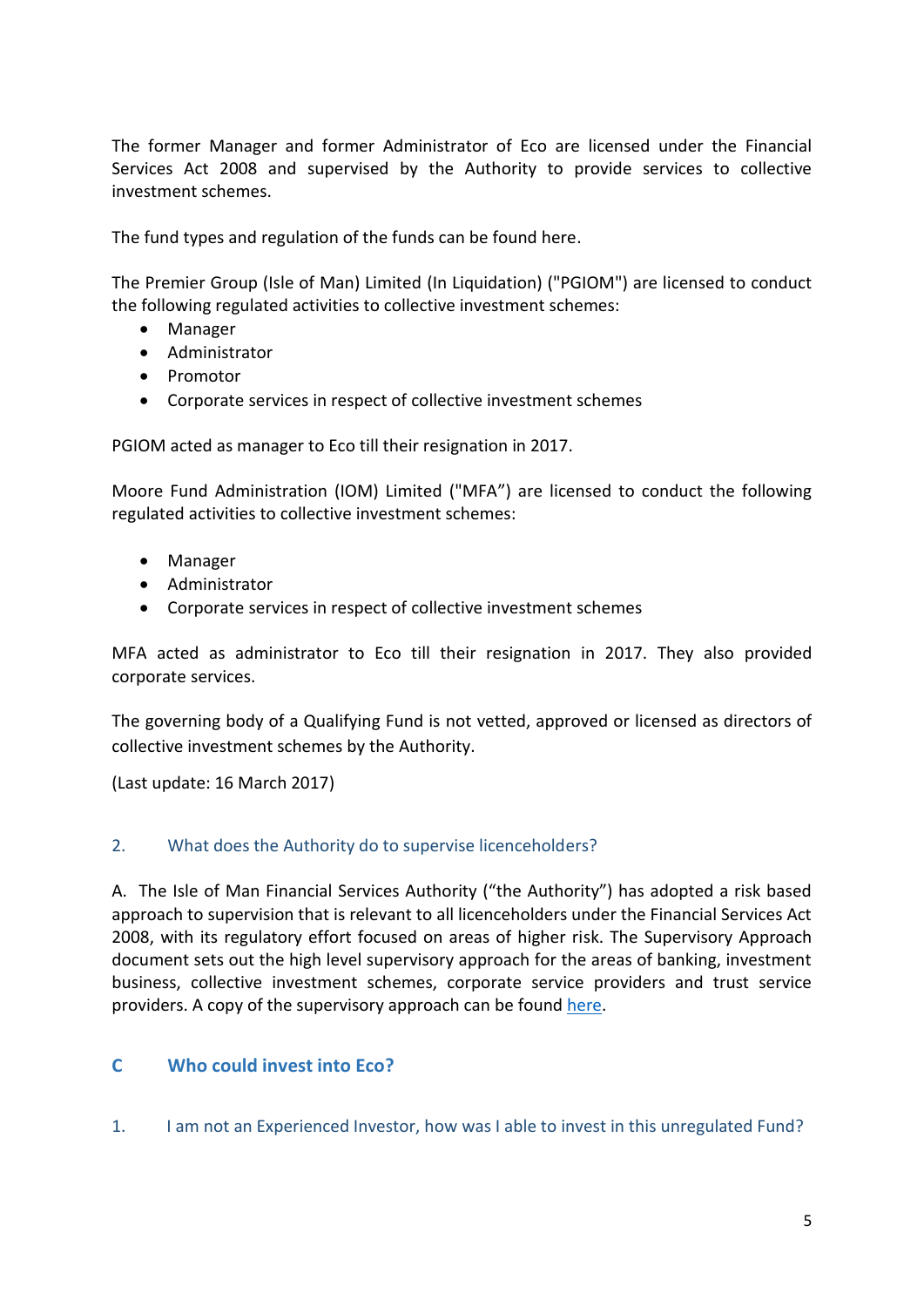The former Manager and former Administrator of Eco are licensed under the Financial Services Act 2008 and supervised by the Authority to provide services to collective investment schemes.

The fund types and regulation of the funds can be found here.

The Premier Group (Isle of Man) Limited (In Liquidation) ("PGIOM") are licensed to conduct the following regulated activities to collective investment schemes:

- Manager
- Administrator
- Promotor
- Corporate services in respect of collective investment schemes

PGIOM acted as manager to Eco till their resignation in 2017.

Moore Fund Administration (IOM) Limited ("MFA") are licensed to conduct the following regulated activities to collective investment schemes:

- Manager
- Administrator
- Corporate services in respect of collective investment schemes

MFA acted as administrator to Eco till their resignation in 2017. They also provided corporate services.

The governing body of a Qualifying Fund is not vetted, approved or licensed as directors of collective investment schemes by the Authority.

(Last update: 16 March 2017)

### 2. What does the Authority do to supervise licenceholders?

A. The Isle of Man Financial Services Authority ("the Authority") has adopted a risk based approach to supervision that is relevant to all licenceholders under the Financial Services Act 2008, with its regulatory effort focused on areas of higher risk. The Supervisory Approach document sets out the high level supervisory approach for the areas of banking, investment business, collective investment schemes, corporate service providers and trust service providers. A copy of the supervisory approach can be found here.

## C Who could invest into Eco?

### 1. I am not an Experienced Investor, how was I able to invest in this unregulated Fund?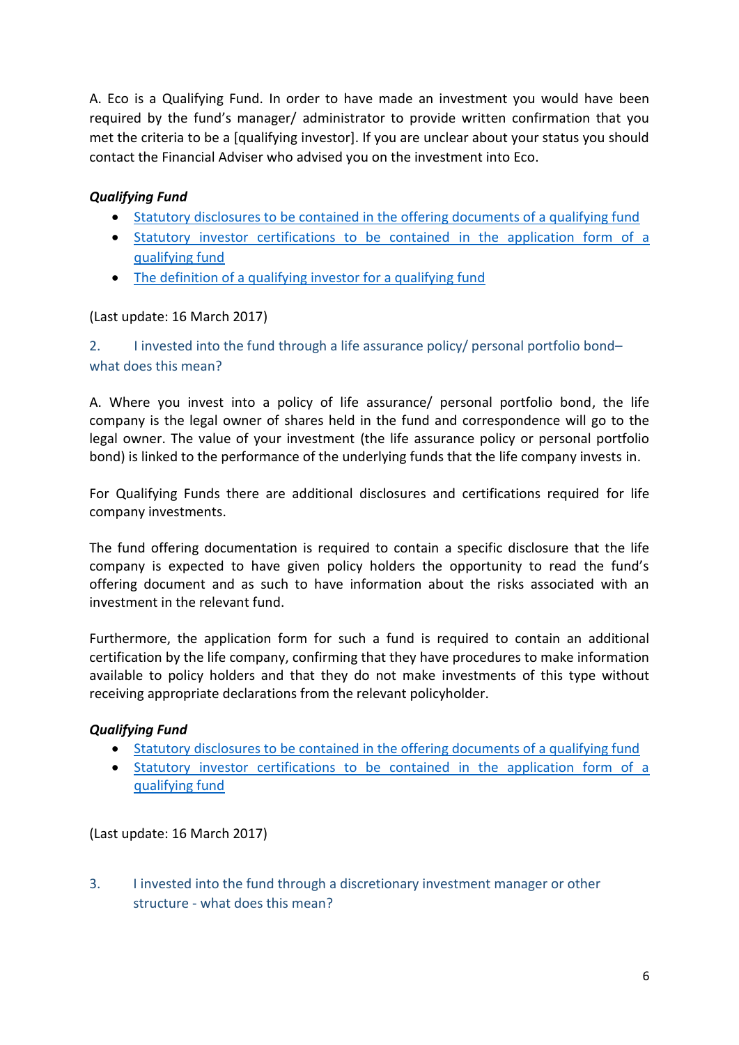A. Eco is a Qualifying Fund. In order to have made an investment you would have been required by the fund's manager/ administrator to provide written confirmation that you met the criteria to be a [qualifying investor]. If you are unclear about your status you should contact the Financial Adviser who advised you on the investment into Eco.

***Qualifying Fund***

- Statutory disclosures to be contained in the offering documents of a qualifying fund
- Statutory investor certifications to be contained in the application form of a qualifying fund
- The definition of a qualifying investor for a qualifying fund

(Last update: 16 March 2017)

### 2. I invested into the fund through a life assurance policy/ personal portfolio bond– what does this mean?

A. Where you invest into a policy of life assurance/ personal portfolio bond, the life company is the legal owner of shares held in the fund and correspondence will go to the legal owner. The value of your investment (the life assurance policy or personal portfolio bond) is linked to the performance of the underlying funds that the life company invests in.

For Qualifying Funds there are additional disclosures and certifications required for life company investments.

The fund offering documentation is required to contain a specific disclosure that the life company is expected to have given policy holders the opportunity to read the fund's offering document and as such to have information about the risks associated with an investment in the relevant fund.

Furthermore, the application form for such a fund is required to contain an additional certification by the life company, confirming that they have procedures to make information available to policy holders and that they do not make investments of this type without receiving appropriate declarations from the relevant policyholder.

***Qualifying Fund***

- Statutory disclosures to be contained in the offering documents of a qualifying fund
- Statutory investor certifications to be contained in the application form of a qualifying fund

(Last update: 16 March 2017)

### 3. I invested into the fund through a discretionary investment manager or other structure - what does this mean?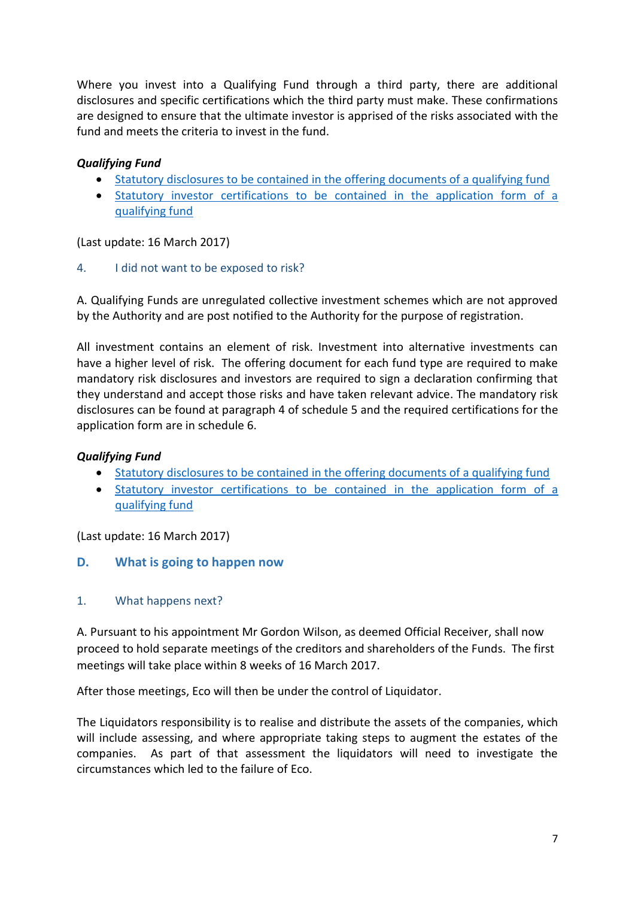Where you invest into a Qualifying Fund through a third party, there are additional disclosures and specific certifications which the third party must make. These confirmations are designed to ensure that the ultimate investor is apprised of the risks associated with the fund and meets the criteria to invest in the fund.

***Qualifying Fund***

- Statutory disclosures to be contained in the offering documents of a qualifying fund
- Statutory investor certifications to be contained in the application form of a qualifying fund

(Last update: 16 March 2017)

### 4. I did not want to be exposed to risk?

A. Qualifying Funds are unregulated collective investment schemes which are not approved by the Authority and are post notified to the Authority for the purpose of registration.

All investment contains an element of risk. Investment into alternative investments can have a higher level of risk. The offering document for each fund type are required to make mandatory risk disclosures and investors are required to sign a declaration confirming that they understand and accept those risks and have taken relevant advice. The mandatory risk disclosures can be found at paragraph 4 of schedule 5 and the required certifications for the application form are in schedule 6.

***Qualifying Fund***

- Statutory disclosures to be contained in the offering documents of a qualifying fund
- Statutory investor certifications to be contained in the application form of a qualifying fund

(Last update: 16 March 2017)

## D. What is going to happen now

### 1. What happens next?

A. Pursuant to his appointment Mr Gordon Wilson, as deemed Official Receiver, shall now proceed to hold separate meetings of the creditors and shareholders of the Funds. The first meetings will take place within 8 weeks of 16 March 2017.

After those meetings, Eco will then be under the control of Liquidator.

The Liquidators responsibility is to realise and distribute the assets of the companies, which will include assessing, and where appropriate taking steps to augment the estates of the companies. As part of that assessment the liquidators will need to investigate the circumstances which led to the failure of Eco.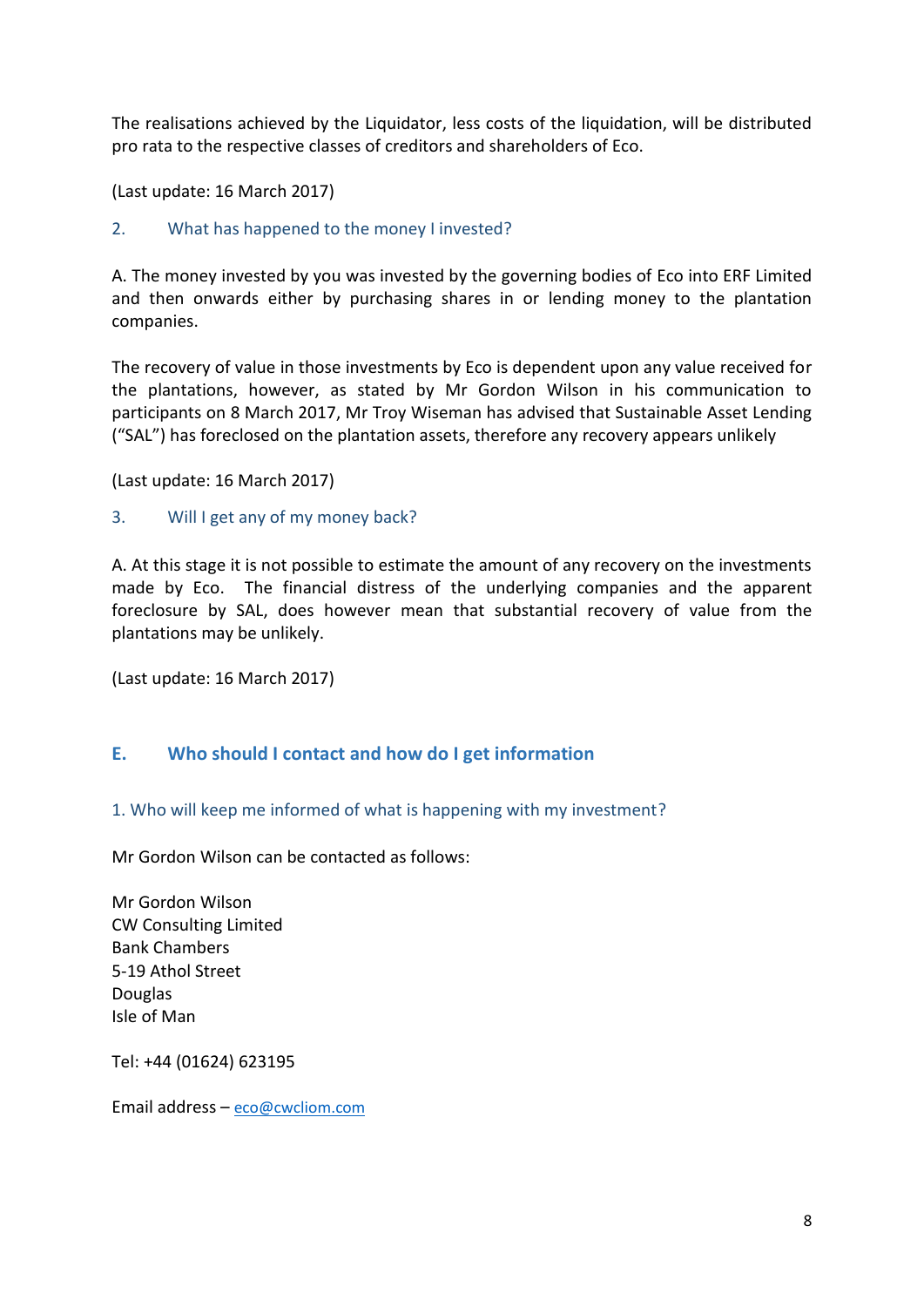The realisations achieved by the Liquidator, less costs of the liquidation, will be distributed pro rata to the respective classes of creditors and shareholders of Eco.

(Last update: 16 March 2017)

### 2. What has happened to the money I invested?

A. The money invested by you was invested by the governing bodies of Eco into ERF Limited and then onwards either by purchasing shares in or lending money to the plantation companies.

The recovery of value in those investments by Eco is dependent upon any value received for the plantations, however, as stated by Mr Gordon Wilson in his communication to participants on 8 March 2017, Mr Troy Wiseman has advised that Sustainable Asset Lending ("SAL") has foreclosed on the plantation assets, therefore any recovery appears unlikely

(Last update: 16 March 2017)

### 3. Will I get any of my money back?

A. At this stage it is not possible to estimate the amount of any recovery on the investments made by Eco. The financial distress of the underlying companies and the apparent foreclosure by SAL, does however mean that substantial recovery of value from the plantations may be unlikely.

(Last update: 16 March 2017)

## E. Who should I contact and how do I get information

### 1. Who will keep me informed of what is happening with my investment?

Mr Gordon Wilson can be contacted as follows:

Mr Gordon Wilson
CW Consulting Limited
Bank Chambers
5-19 Athol Street
Douglas
Isle of Man

Tel: +44 (01624) 623195

Email address – eco@cwcliom.com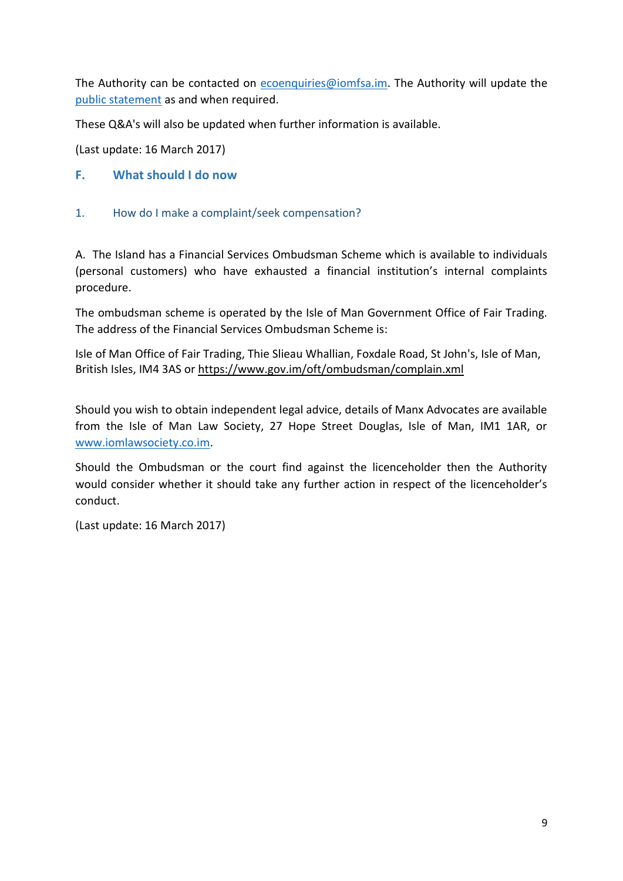The Authority can be contacted on [ecoenquiries@iomfsa.im](mailto:ecoenquiries@iomfsa.im). The Authority will update the [public statement](#) as and when required.

These Q&A's will also be updated when further information is available.

(Last update: 16 March 2017)

## F. What should I do now

### 1. How do I make a complaint/seek compensation?

A. The Island has a Financial Services Ombudsman Scheme which is available to individuals (personal customers) who have exhausted a financial institution's internal complaints procedure.

The ombudsman scheme is operated by the Isle of Man Government Office of Fair Trading. The address of the Financial Services Ombudsman Scheme is:

Isle of Man Office of Fair Trading, Thie Slieau Whallian, Foxdale Road, St John's, Isle of Man, British Isles, IM4 3AS or https://www.gov.im/oft/ombudsman/complain.xml

Should you wish to obtain independent legal advice, details of Manx Advocates are available from the Isle of Man Law Society, 27 Hope Street Douglas, Isle of Man, IM1 1AR, or [www.iomlawsociety.co.im](http://www.iomlawsociety.co.im).

Should the Ombudsman or the court find against the licenceholder then the Authority would consider whether it should take any further action in respect of the licenceholder's conduct.

(Last update: 16 March 2017)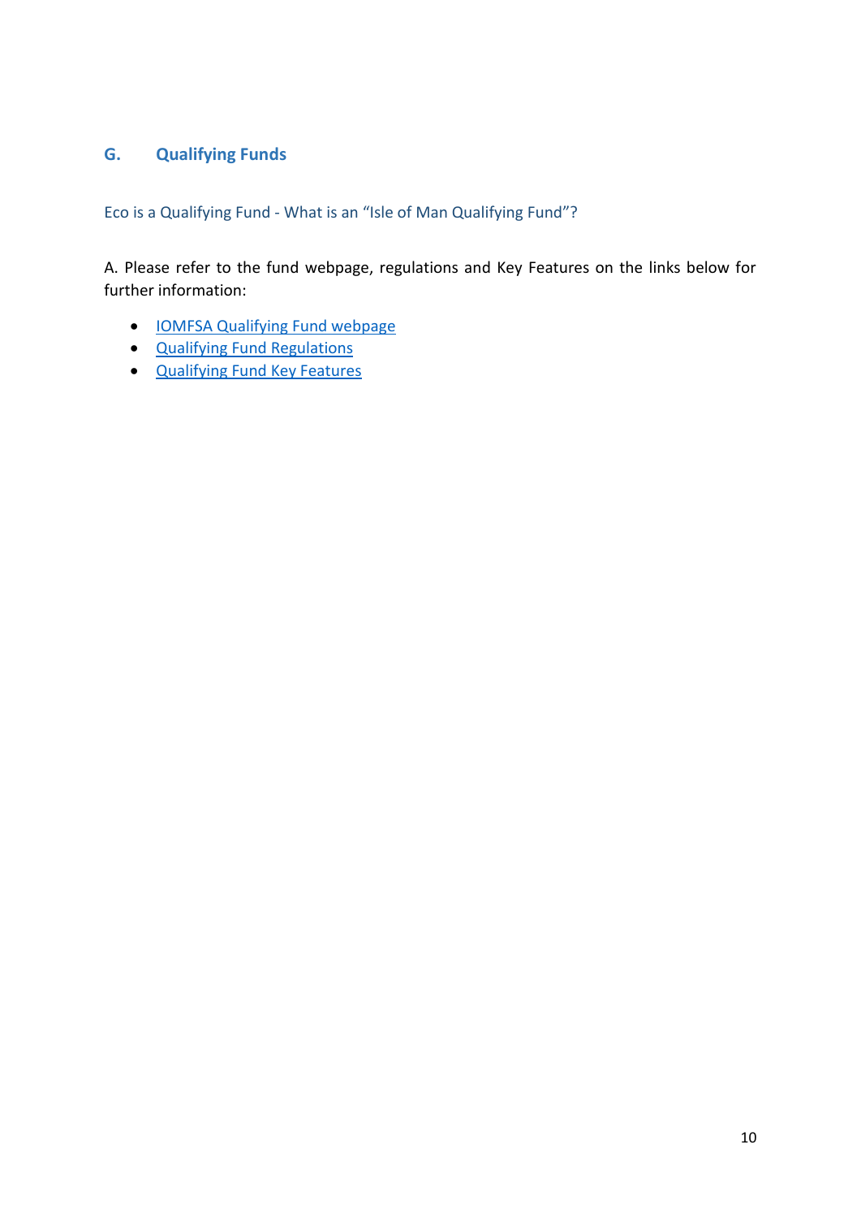## G. Qualifying Funds

Eco is a Qualifying Fund - What is an "Isle of Man Qualifying Fund"?

A. Please refer to the fund webpage, regulations and Key Features on the links below for further information:

- IOMFSA Qualifying Fund webpage
- Qualifying Fund Regulations
- Qualifying Fund Key Features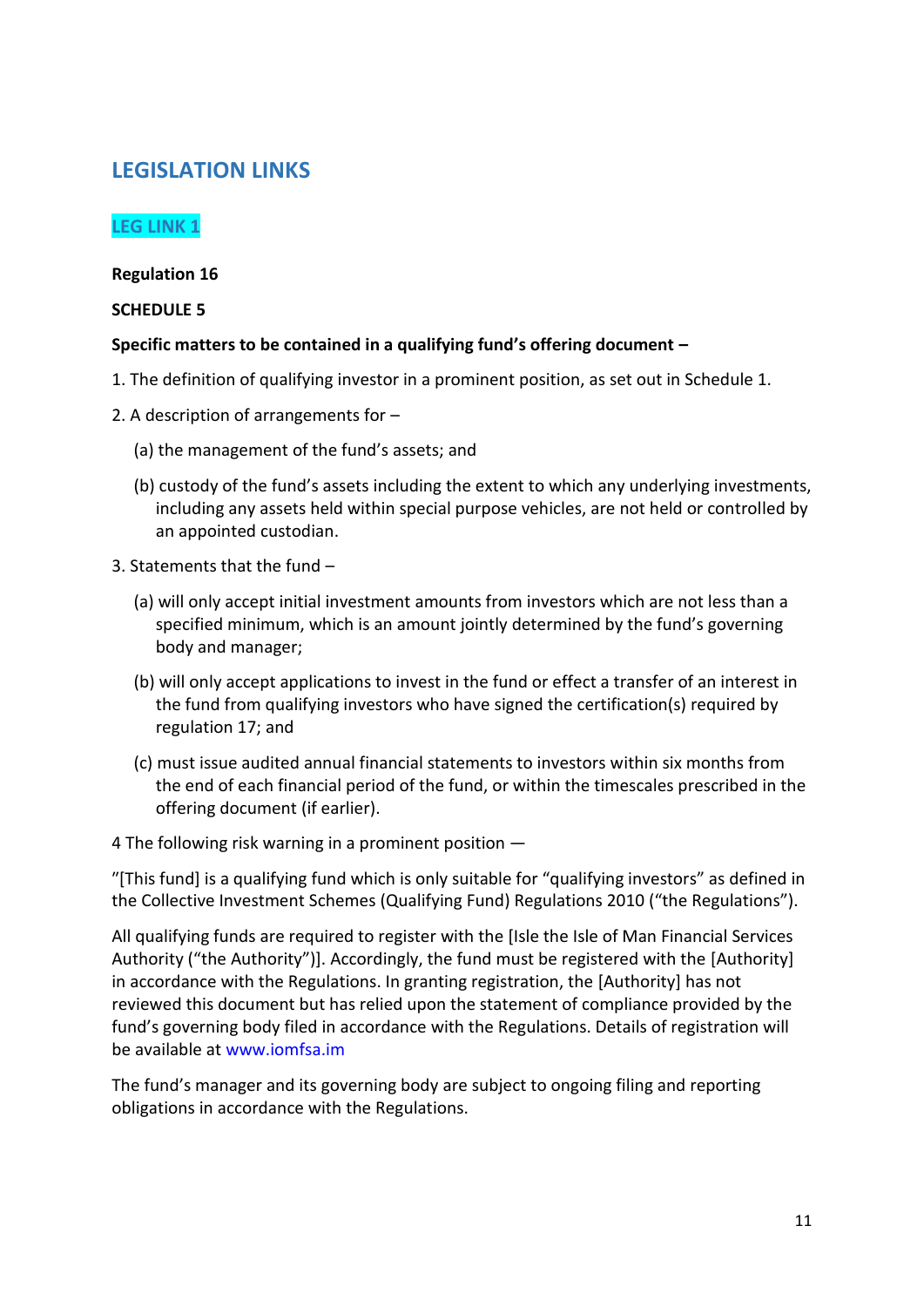## LEGISLATION LINKS

### LEG LINK 1

**Regulation 16**

**SCHEDULE 5**

**Specific matters to be contained in a qualifying fund's offering document –**

1. The definition of qualifying investor in a prominent position, as set out in Schedule 1.

2. A description of arrangements for –

   (a) the management of the fund's assets; and

   (b) custody of the fund's assets including the extent to which any underlying investments, including any assets held within special purpose vehicles, are not held or controlled by an appointed custodian.

3. Statements that the fund –

   (a) will only accept initial investment amounts from investors which are not less than a specified minimum, which is an amount jointly determined by the fund's governing body and manager;

   (b) will only accept applications to invest in the fund or effect a transfer of an interest in the fund from qualifying investors who have signed the certification(s) required by regulation 17; and

   (c) must issue audited annual financial statements to investors within six months from the end of each financial period of the fund, or within the timescales prescribed in the offering document (if earlier).

4 The following risk warning in a prominent position —

"[This fund] is a qualifying fund which is only suitable for "qualifying investors" as defined in the Collective Investment Schemes (Qualifying Fund) Regulations 2010 ("the Regulations").

All qualifying funds are required to register with the [Isle the Isle of Man Financial Services Authority ("the Authority")]. Accordingly, the fund must be registered with the [Authority] in accordance with the Regulations. In granting registration, the [Authority] has not reviewed this document but has relied upon the statement of compliance provided by the fund's governing body filed in accordance with the Regulations. Details of registration will be available at www.iomfsa.im

The fund's manager and its governing body are subject to ongoing filing and reporting obligations in accordance with the Regulations.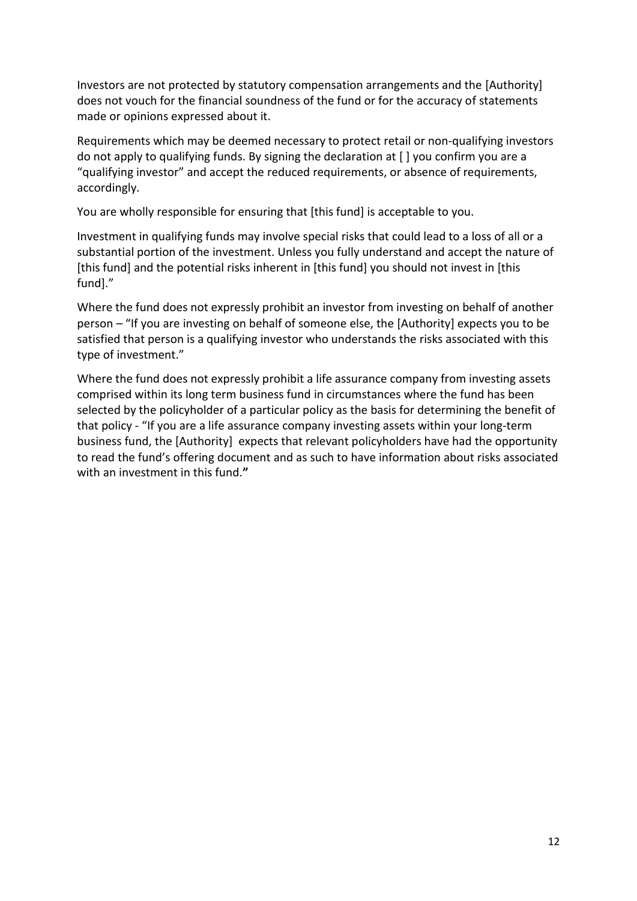Investors are not protected by statutory compensation arrangements and the [Authority] does not vouch for the financial soundness of the fund or for the accuracy of statements made or opinions expressed about it.

Requirements which may be deemed necessary to protect retail or non-qualifying investors do not apply to qualifying funds. By signing the declaration at [ ] you confirm you are a "qualifying investor" and accept the reduced requirements, or absence of requirements, accordingly.

You are wholly responsible for ensuring that [this fund] is acceptable to you.

Investment in qualifying funds may involve special risks that could lead to a loss of all or a substantial portion of the investment. Unless you fully understand and accept the nature of [this fund] and the potential risks inherent in [this fund] you should not invest in [this fund]."

Where the fund does not expressly prohibit an investor from investing on behalf of another person – "If you are investing on behalf of someone else, the [Authority] expects you to be satisfied that person is a qualifying investor who understands the risks associated with this type of investment."

Where the fund does not expressly prohibit a life assurance company from investing assets comprised within its long term business fund in circumstances where the fund has been selected by the policyholder of a particular policy as the basis for determining the benefit of that policy - "If you are a life assurance company investing assets within your long-term business fund, the [Authority] expects that relevant policyholders have had the opportunity to read the fund's offering document and as such to have information about risks associated with an investment in this fund."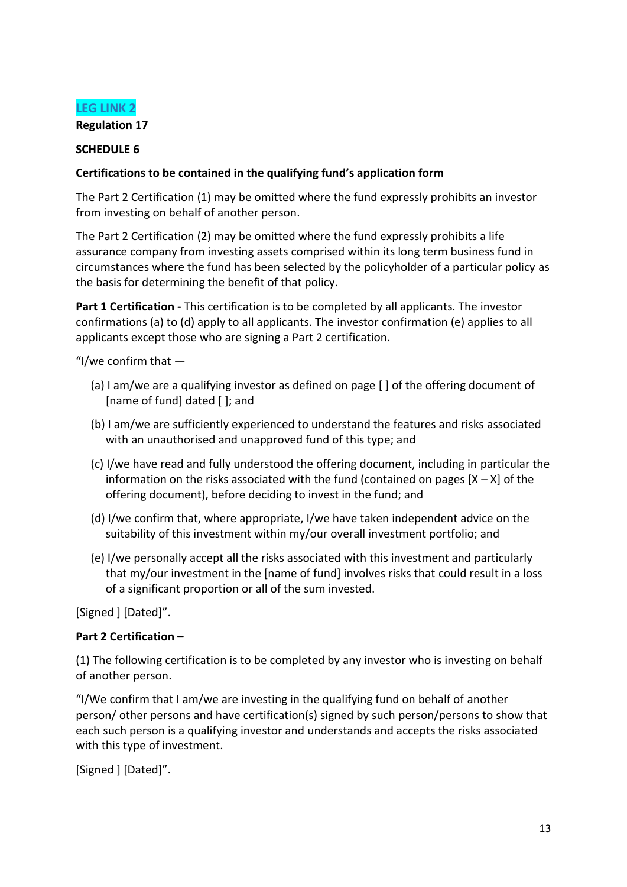**LEG LINK 2**

**Regulation 17**

**SCHEDULE 6**

**Certifications to be contained in the qualifying fund's application form**

The Part 2 Certification (1) may be omitted where the fund expressly prohibits an investor from investing on behalf of another person.

The Part 2 Certification (2) may be omitted where the fund expressly prohibits a life assurance company from investing assets comprised within its long term business fund in circumstances where the fund has been selected by the policyholder of a particular policy as the basis for determining the benefit of that policy.

**Part 1 Certification -** This certification is to be completed by all applicants. The investor confirmations (a) to (d) apply to all applicants. The investor confirmation (e) applies to all applicants except those who are signing a Part 2 certification.

"I/we confirm that —

(a) I am/we are a qualifying investor as defined on page [ ] of the offering document of [name of fund] dated [ ]; and

(b) I am/we are sufficiently experienced to understand the features and risks associated with an unauthorised and unapproved fund of this type; and

(c) I/we have read and fully understood the offering document, including in particular the information on the risks associated with the fund (contained on pages [X – X] of the offering document), before deciding to invest in the fund; and

(d) I/we confirm that, where appropriate, I/we have taken independent advice on the suitability of this investment within my/our overall investment portfolio; and

(e) I/we personally accept all the risks associated with this investment and particularly that my/our investment in the [name of fund] involves risks that could result in a loss of a significant proportion or all of the sum invested.

[Signed ] [Dated]".

**Part 2 Certification –**

(1) The following certification is to be completed by any investor who is investing on behalf of another person.

"I/We confirm that I am/we are investing in the qualifying fund on behalf of another person/ other persons and have certification(s) signed by such person/persons to show that each such person is a qualifying investor and understands and accepts the risks associated with this type of investment.

[Signed ] [Dated]".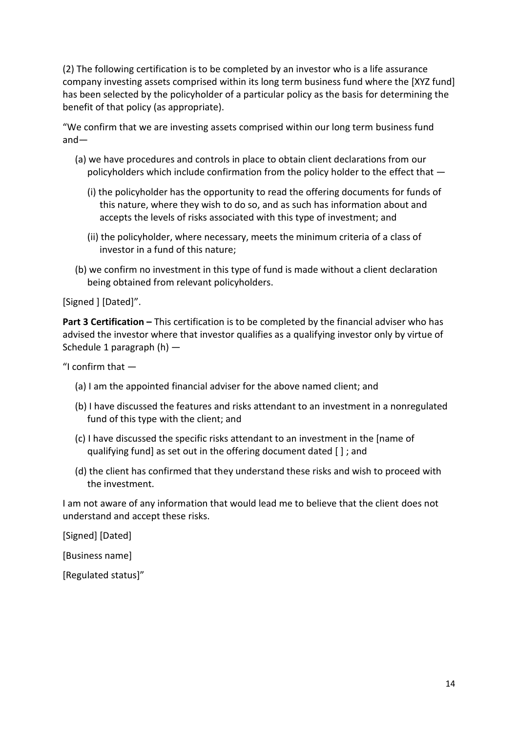(2) The following certification is to be completed by an investor who is a life assurance company investing assets comprised within its long term business fund where the [XYZ fund] has been selected by the policyholder of a particular policy as the basis for determining the benefit of that policy (as appropriate).

"We confirm that we are investing assets comprised within our long term business fund and—

- (a) we have procedures and controls in place to obtain client declarations from our policyholders which include confirmation from the policy holder to the effect that —
  - (i) the policyholder has the opportunity to read the offering documents for funds of this nature, where they wish to do so, and as such has information about and accepts the levels of risks associated with this type of investment; and
  - (ii) the policyholder, where necessary, meets the minimum criteria of a class of investor in a fund of this nature;
- (b) we confirm no investment in this type of fund is made without a client declaration being obtained from relevant policyholders.

[Signed ] [Dated]".

**Part 3 Certification –** This certification is to be completed by the financial adviser who has advised the investor where that investor qualifies as a qualifying investor only by virtue of Schedule 1 paragraph (h) —

"I confirm that —

- (a) I am the appointed financial adviser for the above named client; and
- (b) I have discussed the features and risks attendant to an investment in a nonregulated fund of this type with the client; and
- (c) I have discussed the specific risks attendant to an investment in the [name of qualifying fund] as set out in the offering document dated [ ] ; and
- (d) the client has confirmed that they understand these risks and wish to proceed with the investment.

I am not aware of any information that would lead me to believe that the client does not understand and accept these risks.

[Signed] [Dated]

[Business name]

[Regulated status]"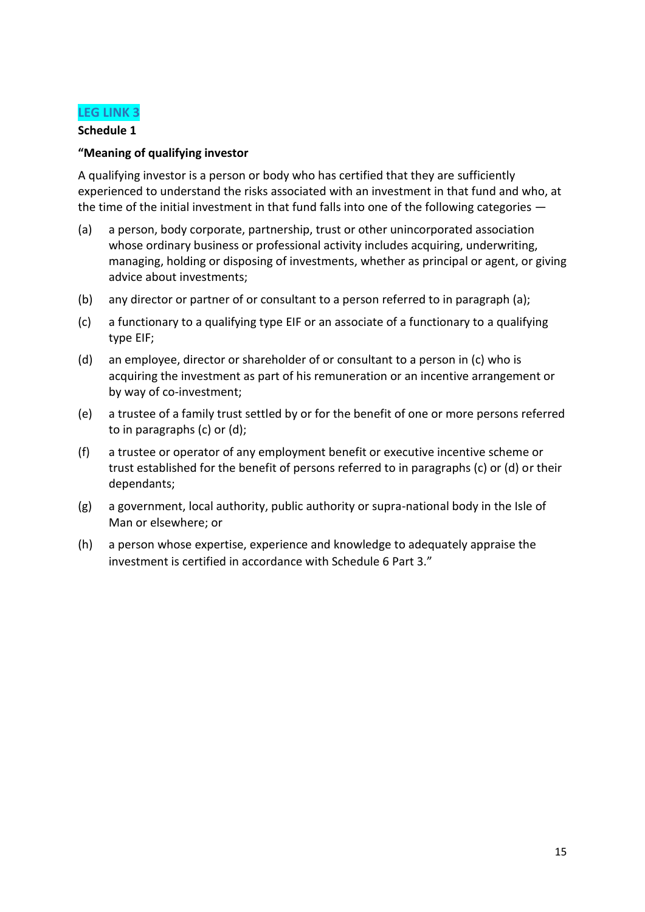**LEG LINK 3**

**Schedule 1**

**"Meaning of qualifying investor**

A qualifying investor is a person or body who has certified that they are sufficiently experienced to understand the risks associated with an investment in that fund and who, at the time of the initial investment in that fund falls into one of the following categories —

(a) a person, body corporate, partnership, trust or other unincorporated association whose ordinary business or professional activity includes acquiring, underwriting, managing, holding or disposing of investments, whether as principal or agent, or giving advice about investments;

(b) any director or partner of or consultant to a person referred to in paragraph (a);

(c) a functionary to a qualifying type EIF or an associate of a functionary to a qualifying type EIF;

(d) an employee, director or shareholder of or consultant to a person in (c) who is acquiring the investment as part of his remuneration or an incentive arrangement or by way of co-investment;

(e) a trustee of a family trust settled by or for the benefit of one or more persons referred to in paragraphs (c) or (d);

(f) a trustee or operator of any employment benefit or executive incentive scheme or trust established for the benefit of persons referred to in paragraphs (c) or (d) or their dependants;

(g) a government, local authority, public authority or supra-national body in the Isle of Man or elsewhere; or

(h) a person whose expertise, experience and knowledge to adequately appraise the investment is certified in accordance with Schedule 6 Part 3."